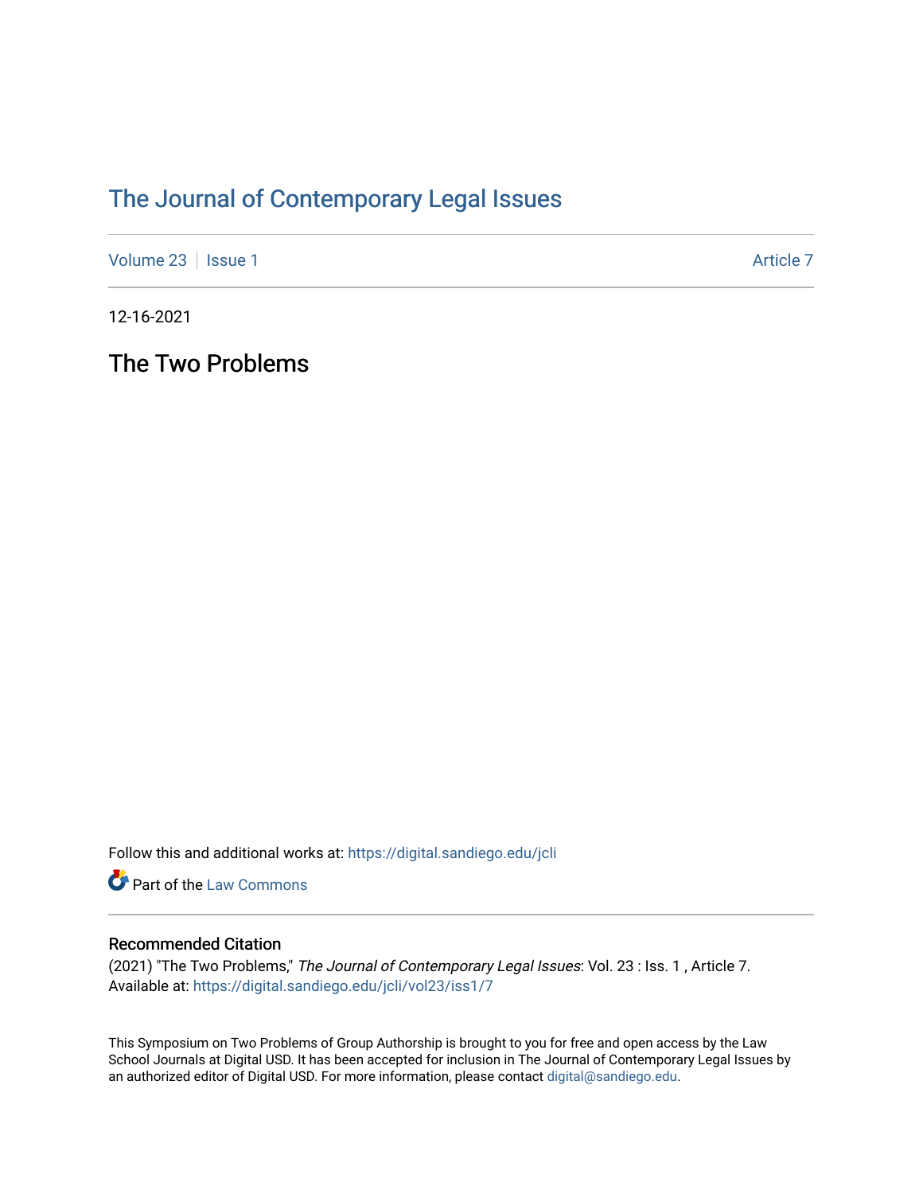# The Journal of Contemporary Legal Issues

Volume 23 | Issue 1 | Article 7

12-16-2021

## The Two Problems

Follow this and additional works at: https://digital.sandiego.edu/jcli

Part of the Law Commons

### Recommended Citation

(2021) "The Two Problems," *The Journal of Contemporary Legal Issues*: Vol. 23 : Iss. 1 , Article 7. Available at: https://digital.sandiego.edu/jcli/vol23/iss1/7

This Symposium on Two Problems of Group Authorship is brought to you for free and open access by the Law School Journals at Digital USD. It has been accepted for inclusion in The Journal of Contemporary Legal Issues by an authorized editor of Digital USD. For more information, please contact digital@sandiego.edu.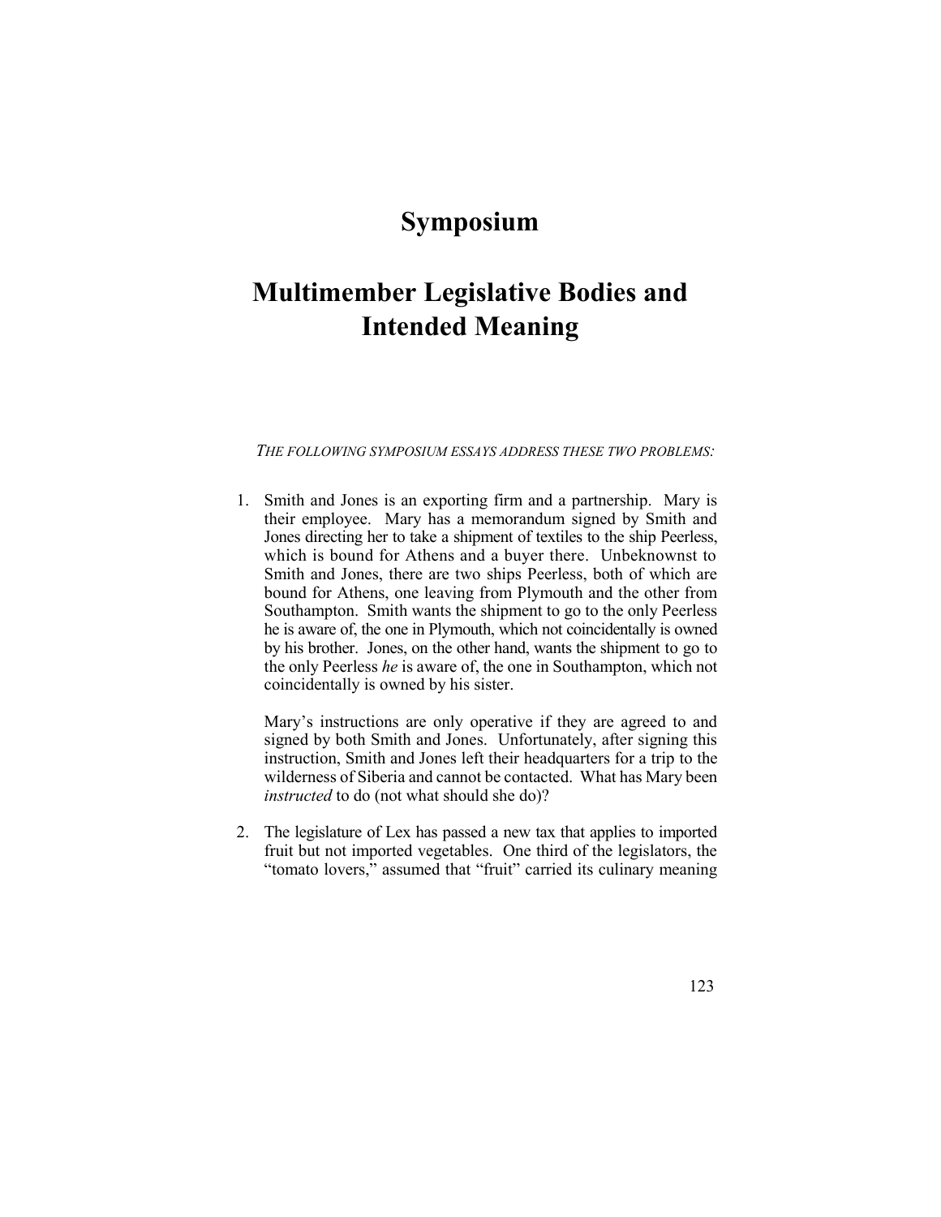# Symposium

# Multimember Legislative Bodies and Intended Meaning

*THE FOLLOWING SYMPOSIUM ESSAYS ADDRESS THESE TWO PROBLEMS:*

1. Smith and Jones is an exporting firm and a partnership. Mary is their employee. Mary has a memorandum signed by Smith and Jones directing her to take a shipment of textiles to the ship Peerless, which is bound for Athens and a buyer there. Unbeknownst to Smith and Jones, there are two ships Peerless, both of which are bound for Athens, one leaving from Plymouth and the other from Southampton. Smith wants the shipment to go to the only Peerless he is aware of, the one in Plymouth, which not coincidentally is owned by his brother. Jones, on the other hand, wants the shipment to go to the only Peerless *he* is aware of, the one in Southampton, which not coincidentally is owned by his sister.

   Mary's instructions are only operative if they are agreed to and signed by both Smith and Jones. Unfortunately, after signing this instruction, Smith and Jones left their headquarters for a trip to the wilderness of Siberia and cannot be contacted. What has Mary been *instructed* to do (not what should she do)?

2. The legislature of Lex has passed a new tax that applies to imported fruit but not imported vegetables. One third of the legislators, the "tomato lovers," assumed that "fruit" carried its culinary meaning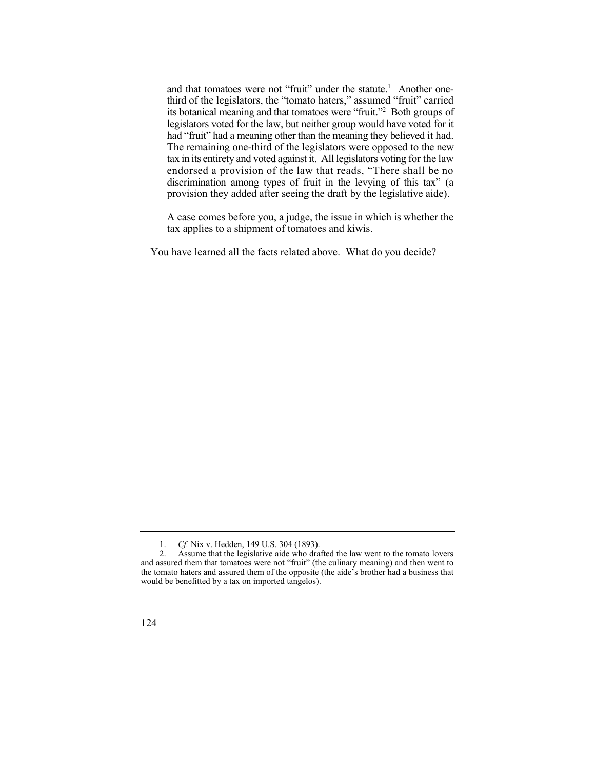and that tomatoes were not "fruit" under the statute.[1] Another one-third of the legislators, the "tomato haters," assumed "fruit" carried its botanical meaning and that tomatoes were "fruit."[2] Both groups of legislators voted for the law, but neither group would have voted for it had "fruit" had a meaning other than the meaning they believed it had. The remaining one-third of the legislators were opposed to the new tax in its entirety and voted against it. All legislators voting for the law endorsed a provision of the law that reads, "There shall be no discrimination among types of fruit in the levying of this tax" (a provision they added after seeing the draft by the legislative aide).

A case comes before you, a judge, the issue in which is whether the tax applies to a shipment of tomatoes and kiwis.

You have learned all the facts related above. What do you decide?

---

1. *Cf.* Nix v. Hedden, 149 U.S. 304 (1893).

2. Assume that the legislative aide who drafted the law went to the tomato lovers and assured them that tomatoes were not "fruit" (the culinary meaning) and then went to the tomato haters and assured them of the opposite (the aide's brother had a business that would be benefitted by a tax on imported tangelos).